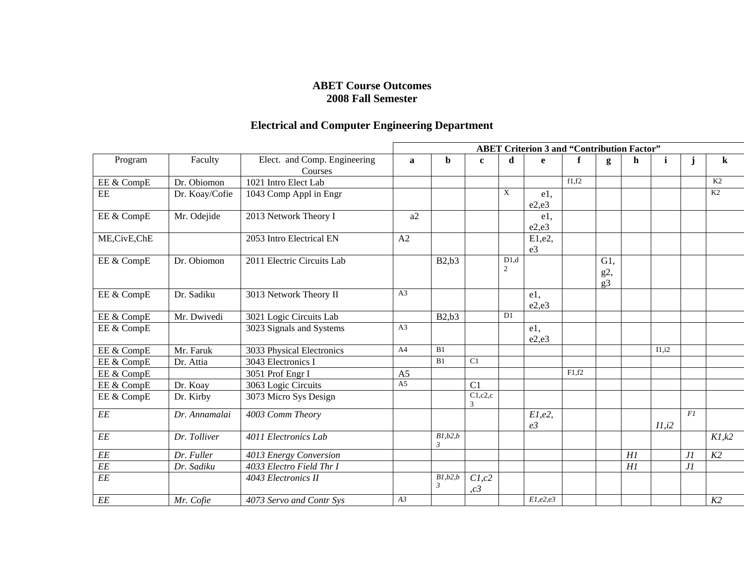**ABET Course Outcomes**
**2008 Fall Semester**

**Electrical and Computer Engineering Department**

| | | | **ABET Criterion 3 and "Contribution Factor"** | | | | | | | | | | |
|---|---|---|---|---|---|---|---|---|---|---|---|---|---|
| Program | Faculty | Elect. and Comp. Engineering Courses | **a** | **b** | **c** | **d** | **e** | **f** | **g** | **h** | **i** | **j** | **k** |
| EE & CompE | Dr. Obiomon | 1021 Intro Elect Lab | | | | | | f1,f2 | | | | | K2 |
| EE | Dr. Koay/Cofie | 1043 Comp Appl in Engr | | | | X | e1, e2,e3 | | | | | | K2 |
| EE & CompE | Mr. Odejide | 2013 Network Theory I | a2 | | | | e1, e2,e3 | | | | | | |
| ME,CivE,ChE | | 2053 Intro Electrical EN | A2 | | | | E1,e2, e3 | | | | | | |
| EE & CompE | Dr. Obiomon | 2011 Electric Circuits Lab | | B2,b3 | | D1,d2 | | | G1, g2, g3 | | | | |
| EE & CompE | Dr. Sadiku | 3013 Network Theory II | A3 | | | | e1, e2,e3 | | | | | | |
| EE & CompE | Mr. Dwivedi | 3021 Logic Circuits Lab | | B2,b3 | | D1 | | | | | | | |
| EE & CompE | | 3023 Signals and Systems | A3 | | | | e1, e2,e3 | | | | | | |
| EE & CompE | Mr. Faruk | 3033 Physical Electronics | A4 | B1 | | | | | | | I1,i2 | | |
| EE & CompE | Dr. Attia | 3043 Electronics I | | B1 | C1 | | | | | | | | |
| EE & CompE | | 3051 Prof Engr I | A5 | | | | | F1,f2 | | | | | |
| EE & CompE | Dr. Koay | 3063 Logic Circuits | A5 | | C1 | | | | | | | | |
| EE & CompE | Dr. Kirby | 3073 Micro Sys Design | | | C1,c2,c3 | | | | | | | | |
| *EE* | *Dr. Annamalai* | *4003 Comm Theory* | | | | | *E1,e2, e3* | | | | *I1,i2* | *F1* | |
| *EE* | *Dr. Tolliver* | *4011 Electronics Lab* | | *B1,b2,b3* | | | | | | | | | *K1,k2* |
| *EE* | *Dr. Fuller* | *4013 Energy Conversion* | | | | | | | | *H1* | | *J1* | *K2* |
| *EE* | *Dr. Sadiku* | *4033 Electro Field Thr I* | | | | | | | | *H1* | | *J1* | |
| *EE* | | *4043 Electronics II* | | *B1,b2,b3* | *C1,c2 ,c3* | | | | | | | | |
| *EE* | *Mr. Cofie* | *4073 Servo and Contr Sys* | *A3* | | | | *E1,e2,e3* | | | | | | *K2* |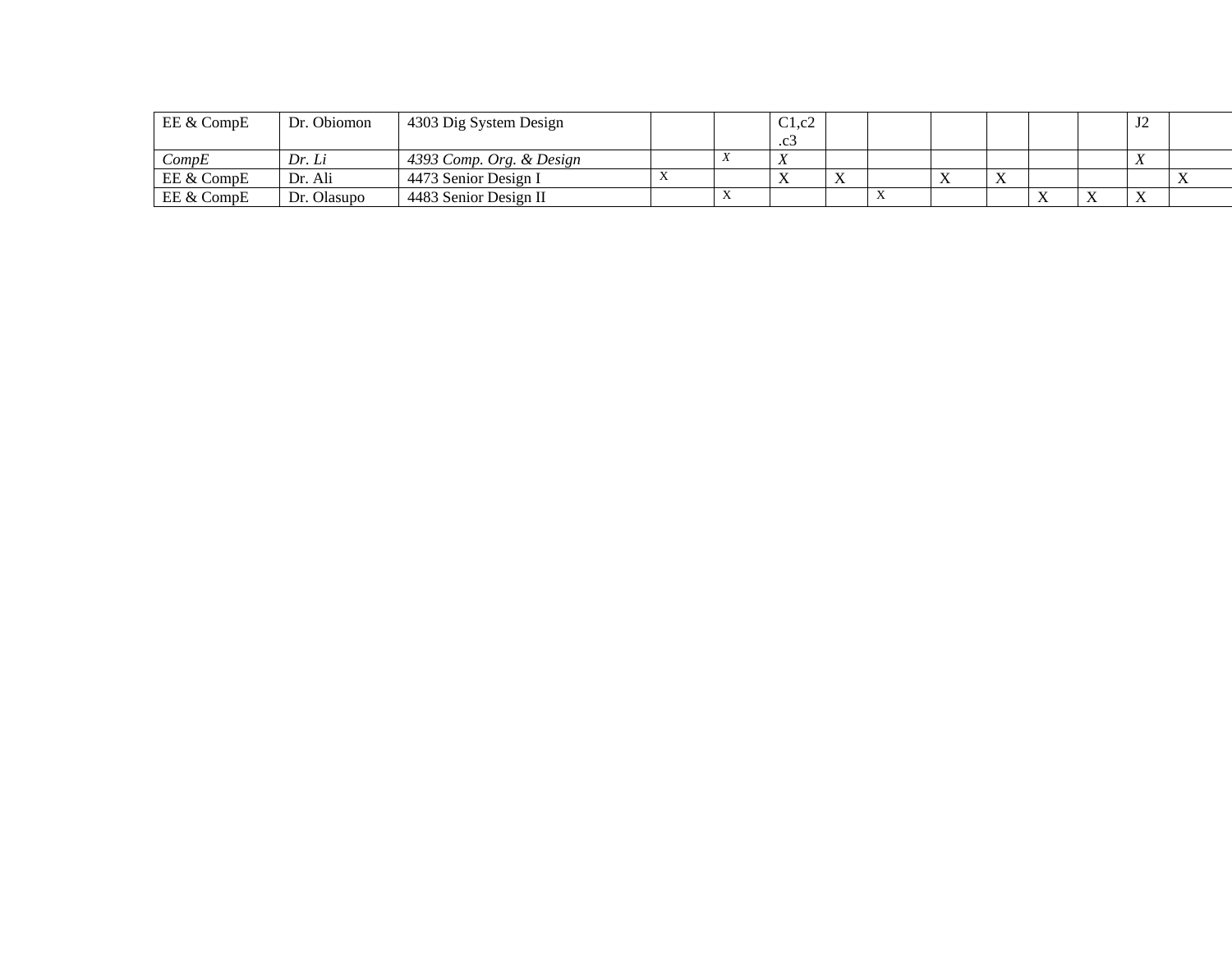| | | | | | | | | | | | | | |
|---|---|---|---|---|---|---|---|---|---|---|---|---|---|
| EE & CompE | Dr. Obiomon | 4303 Dig System Design | | | C1,c2 .c3 | | | | | | | J2 | |
| *CompE* | *Dr. Li* | *4393 Comp. Org. & Design* | | *X* | *X* | | | | | | | *X* | |
| EE & CompE | Dr. Ali | 4473 Senior Design I | X | | X | X | | X | X | | | | X |
| EE & CompE | Dr. Olasupo | 4483 Senior Design II | | X | | | X | | | X | X | X | |